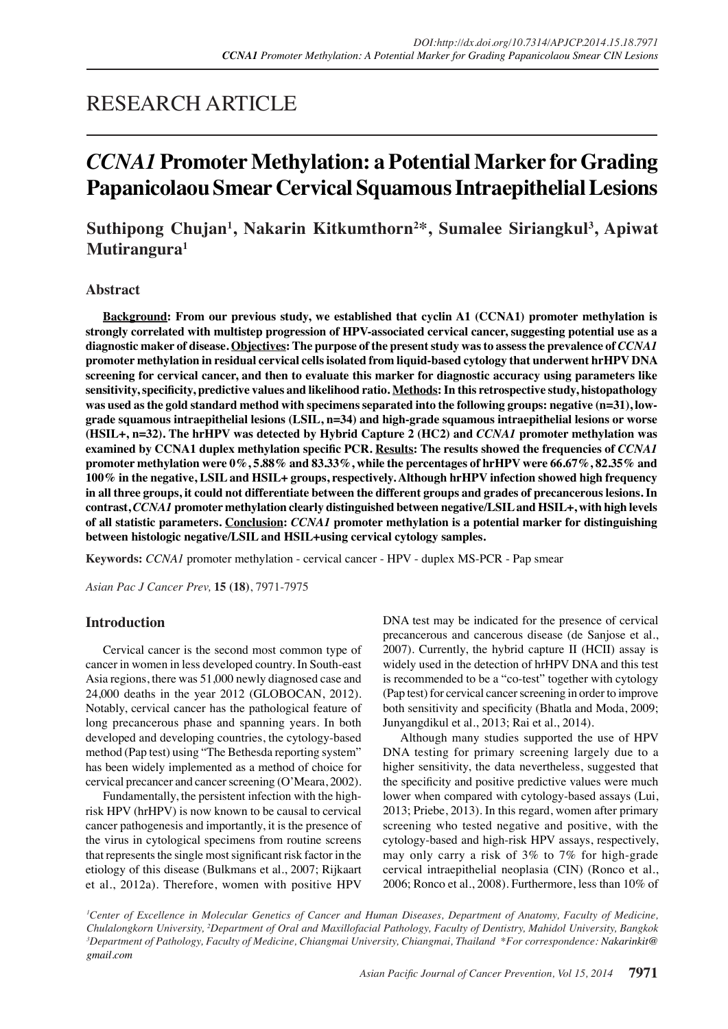# RESEARCH ARTICLE

# *CCNA1* Promoter Methylation: a Potential Marker for Grading Papanicolaou Smear Cervical Squamous Intraepithelial Lesions

**Suthipong Chujan[1], Nakarin Kitkumthorn[2]*, Sumalee Siriangkul[3], Apiwat Mutirangura[1]**

## Abstract

**Background: From our previous study, we established that cyclin A1 (CCNA1) promoter methylation is strongly correlated with multistep progression of HPV-associated cervical cancer, suggesting potential use as a diagnostic maker of disease. Objectives: The purpose of the present study was to assess the prevalence of *CCNA1* promoter methylation in residual cervical cells isolated from liquid-based cytology that underwent hrHPV DNA screening for cervical cancer, and then to evaluate this marker for diagnostic accuracy using parameters like sensitivity, specificity, predictive values and likelihood ratio. Methods: In this retrospective study, histopathology was used as the gold standard method with specimens separated into the following groups: negative (n=31), low-grade squamous intraepithelial lesions (LSIL, n=34) and high-grade squamous intraepithelial lesions or worse (HSIL+, n=32). The hrHPV was detected by Hybrid Capture 2 (HC2) and *CCNA1* promoter methylation was examined by CCNA1 duplex methylation specific PCR. Results: The results showed the frequencies of *CCNA1* promoter methylation were 0%, 5.88% and 83.33%, while the percentages of hrHPV were 66.67%, 82.35% and 100% in the negative, LSIL and HSIL+ groups, respectively. Although hrHPV infection showed high frequency in all three groups, it could not differentiate between the different groups and grades of precancerous lesions. In contrast, *CCNA1* promoter methylation clearly distinguished between negative/LSIL and HSIL+, with high levels of all statistic parameters. Conclusion: *CCNA1* promoter methylation is a potential marker for distinguishing between histologic negative/LSIL and HSIL+using cervical cytology samples.**

**Keywords:** *CCNA1* promoter methylation - cervical cancer - HPV - duplex MS-PCR - Pap smear

*Asian Pac J Cancer Prev,* **15 (18)**, 7971-7975

## Introduction

Cervical cancer is the second most common type of cancer in women in less developed country. In South-east Asia regions, there was 51,000 newly diagnosed case and 24,000 deaths in the year 2012 (GLOBOCAN, 2012). Notably, cervical cancer has the pathological feature of long precancerous phase and spanning years. In both developed and developing countries, the cytology-based method (Pap test) using "The Bethesda reporting system" has been widely implemented as a method of choice for cervical precancer and cancer screening (O'Meara, 2002).

Fundamentally, the persistent infection with the high-risk HPV (hrHPV) is now known to be causal to cervical cancer pathogenesis and importantly, it is the presence of the virus in cytological specimens from routine screens that represents the single most significant risk factor in the etiology of this disease (Bulkmans et al., 2007; Rijkaart et al., 2012a). Therefore, women with positive HPV DNA test may be indicated for the presence of cervical precancerous and cancerous disease (de Sanjose et al., 2007). Currently, the hybrid capture II (HCII) assay is widely used in the detection of hrHPV DNA and this test is recommended to be a "co-test" together with cytology (Pap test) for cervical cancer screening in order to improve both sensitivity and specificity (Bhatla and Moda, 2009; Junyangdikul et al., 2013; Rai et al., 2014).

Although many studies supported the use of HPV DNA testing for primary screening largely due to a higher sensitivity, the data nevertheless, suggested that the specificity and positive predictive values were much lower when compared with cytology-based assays (Lui, 2013; Priebe, 2013). In this regard, women after primary screening who tested negative and positive, with the cytology-based and high-risk HPV assays, respectively, may only carry a risk of 3% to 7% for high-grade cervical intraepithelial neoplasia (CIN) (Ronco et al., 2006; Ronco et al., 2008). Furthermore, less than 10% of

[1]*Center of Excellence in Molecular Genetics of Cancer and Human Diseases, Department of Anatomy, Faculty of Medicine, Chulalongkorn University,* [2]*Department of Oral and Maxillofacial Pathology, Faculty of Dentistry, Mahidol University, Bangkok* [3]*Department of Pathology, Faculty of Medicine, Chiangmai University, Chiangmai, Thailand \*For correspondence: Nakarinkit@gmail.com*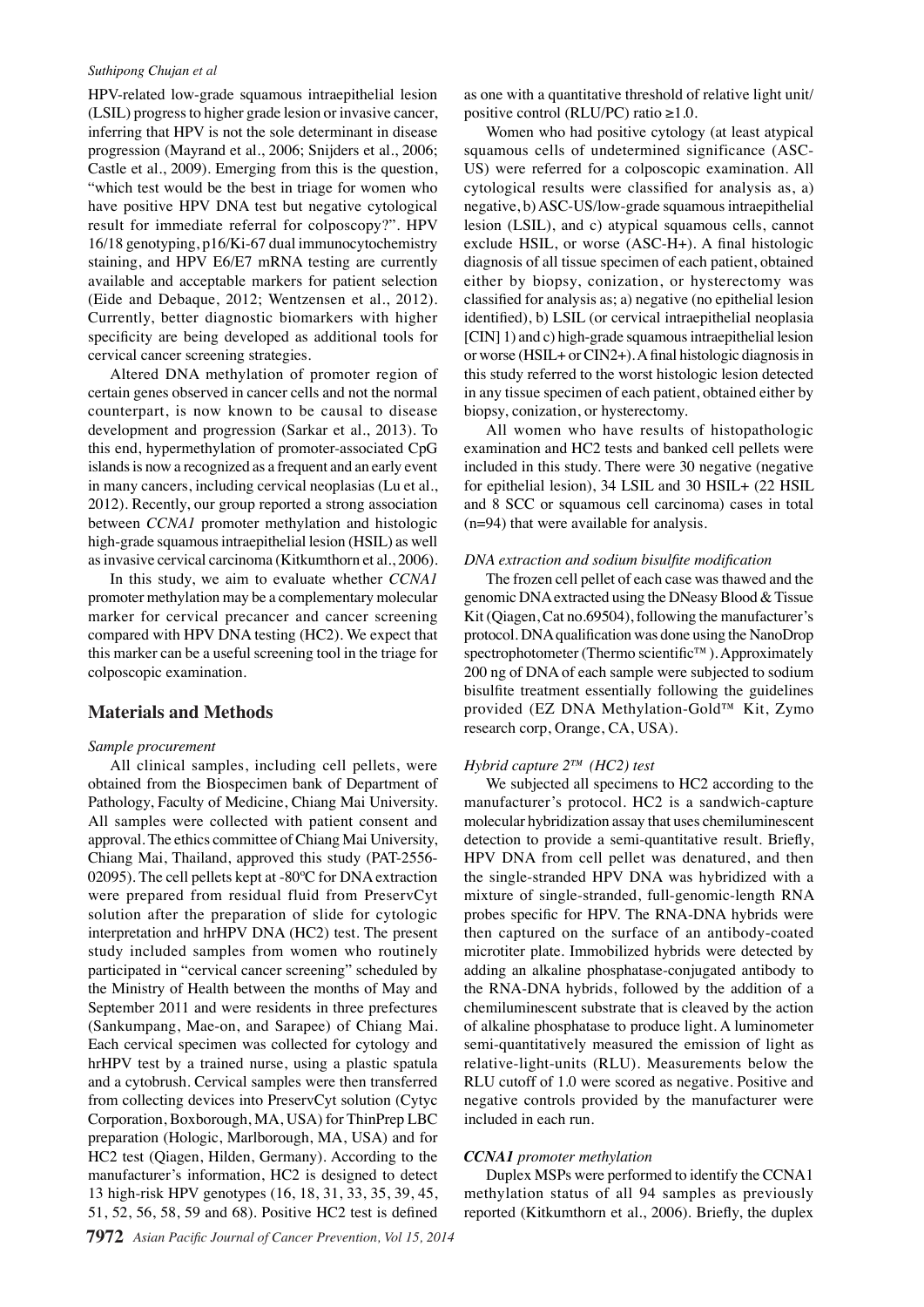HPV-related low-grade squamous intraepithelial lesion (LSIL) progress to higher grade lesion or invasive cancer, inferring that HPV is not the sole determinant in disease progression (Mayrand et al., 2006; Snijders et al., 2006; Castle et al., 2009). Emerging from this is the question, "which test would be the best in triage for women who have positive HPV DNA test but negative cytological result for immediate referral for colposcopy?". HPV 16/18 genotyping, p16/Ki-67 dual immunocytochemistry staining, and HPV E6/E7 mRNA testing are currently available and acceptable markers for patient selection (Eide and Debaque, 2012; Wentzensen et al., 2012). Currently, better diagnostic biomarkers with higher specificity are being developed as additional tools for cervical cancer screening strategies.

Altered DNA methylation of promoter region of certain genes observed in cancer cells and not the normal counterpart, is now known to be causal to disease development and progression (Sarkar et al., 2013). To this end, hypermethylation of promoter-associated CpG islands is now a recognized as a frequent and an early event in many cancers, including cervical neoplasias (Lu et al., 2012). Recently, our group reported a strong association between *CCNA1* promoter methylation and histologic high-grade squamous intraepithelial lesion (HSIL) as well as invasive cervical carcinoma (Kitkumthorn et al., 2006).

In this study, we aim to evaluate whether *CCNA1* promoter methylation may be a complementary molecular marker for cervical precancer and cancer screening compared with HPV DNA testing (HC2). We expect that this marker can be a useful screening tool in the triage for colposcopic examination.

## Materials and Methods

### *Sample procurement*

All clinical samples, including cell pellets, were obtained from the Biospecimen bank of Department of Pathology, Faculty of Medicine, Chiang Mai University. All samples were collected with patient consent and approval. The ethics committee of Chiang Mai University, Chiang Mai, Thailand, approved this study (PAT-2556-02095). The cell pellets kept at -80ºC for DNA extraction were prepared from residual fluid from PreservCyt solution after the preparation of slide for cytologic interpretation and hrHPV DNA (HC2) test. The present study included samples from women who routinely participated in "cervical cancer screening" scheduled by the Ministry of Health between the months of May and September 2011 and were residents in three prefectures (Sankumpang, Mae-on, and Sarapee) of Chiang Mai. Each cervical specimen was collected for cytology and hrHPV test by a trained nurse, using a plastic spatula and a cytobrush. Cervical samples were then transferred from collecting devices into PreservCyt solution (Cytyc Corporation, Boxborough, MA, USA) for ThinPrep LBC preparation (Hologic, Marlborough, MA, USA) and for HC2 test (Qiagen, Hilden, Germany). According to the manufacturer's information, HC2 is designed to detect 13 high-risk HPV genotypes (16, 18, 31, 33, 35, 39, 45, 51, 52, 56, 58, 59 and 68). Positive HC2 test is defined as one with a quantitative threshold of relative light unit/positive control (RLU/PC) ratio ≥1.0.

Women who had positive cytology (at least atypical squamous cells of undetermined significance (ASC-US) were referred for a colposcopic examination. All cytological results were classified for analysis as, a) negative, b) ASC-US/low-grade squamous intraepithelial lesion (LSIL), and c) atypical squamous cells, cannot exclude HSIL, or worse (ASC-H+). A final histologic diagnosis of all tissue specimen of each patient, obtained either by biopsy, conization, or hysterectomy was classified for analysis as; a) negative (no epithelial lesion identified), b) LSIL (or cervical intraepithelial neoplasia [CIN] 1) and c) high-grade squamous intraepithelial lesion or worse (HSIL+ or CIN2+). A final histologic diagnosis in this study referred to the worst histologic lesion detected in any tissue specimen of each patient, obtained either by biopsy, conization, or hysterectomy.

All women who have results of histopathologic examination and HC2 tests and banked cell pellets were included in this study. There were 30 negative (negative for epithelial lesion), 34 LSIL and 30 HSIL+ (22 HSIL and 8 SCC or squamous cell carcinoma) cases in total (n=94) that were available for analysis.

### *DNA extraction and sodium bisulfite modification*

The frozen cell pellet of each case was thawed and the genomic DNA extracted using the DNeasy Blood & Tissue Kit (Qiagen, Cat no.69504), following the manufacturer's protocol. DNA qualification was done using the NanoDrop spectrophotometer (Thermo scientific™). Approximately 200 ng of DNA of each sample were subjected to sodium bisulfite treatment essentially following the guidelines provided (EZ DNA Methylation-Gold™ Kit, Zymo research corp, Orange, CA, USA).

### *Hybrid capture 2™ (HC2) test*

We subjected all specimens to HC2 according to the manufacturer's protocol. HC2 is a sandwich-capture molecular hybridization assay that uses chemiluminescent detection to provide a semi-quantitative result. Briefly, HPV DNA from cell pellet was denatured, and then the single-stranded HPV DNA was hybridized with a mixture of single-stranded, full-genomic-length RNA probes specific for HPV. The RNA-DNA hybrids were then captured on the surface of an antibody-coated microtiter plate. Immobilized hybrids were detected by adding an alkaline phosphatase-conjugated antibody to the RNA-DNA hybrids, followed by the addition of a chemiluminescent substrate that is cleaved by the action of alkaline phosphatase to produce light. A luminometer semi-quantitatively measured the emission of light as relative-light-units (RLU). Measurements below the RLU cutoff of 1.0 were scored as negative. Positive and negative controls provided by the manufacturer were included in each run.

### ***CCNA1* promoter methylation**

Duplex MSPs were performed to identify the CCNA1 methylation status of all 94 samples as previously reported (Kitkumthorn et al., 2006). Briefly, the duplex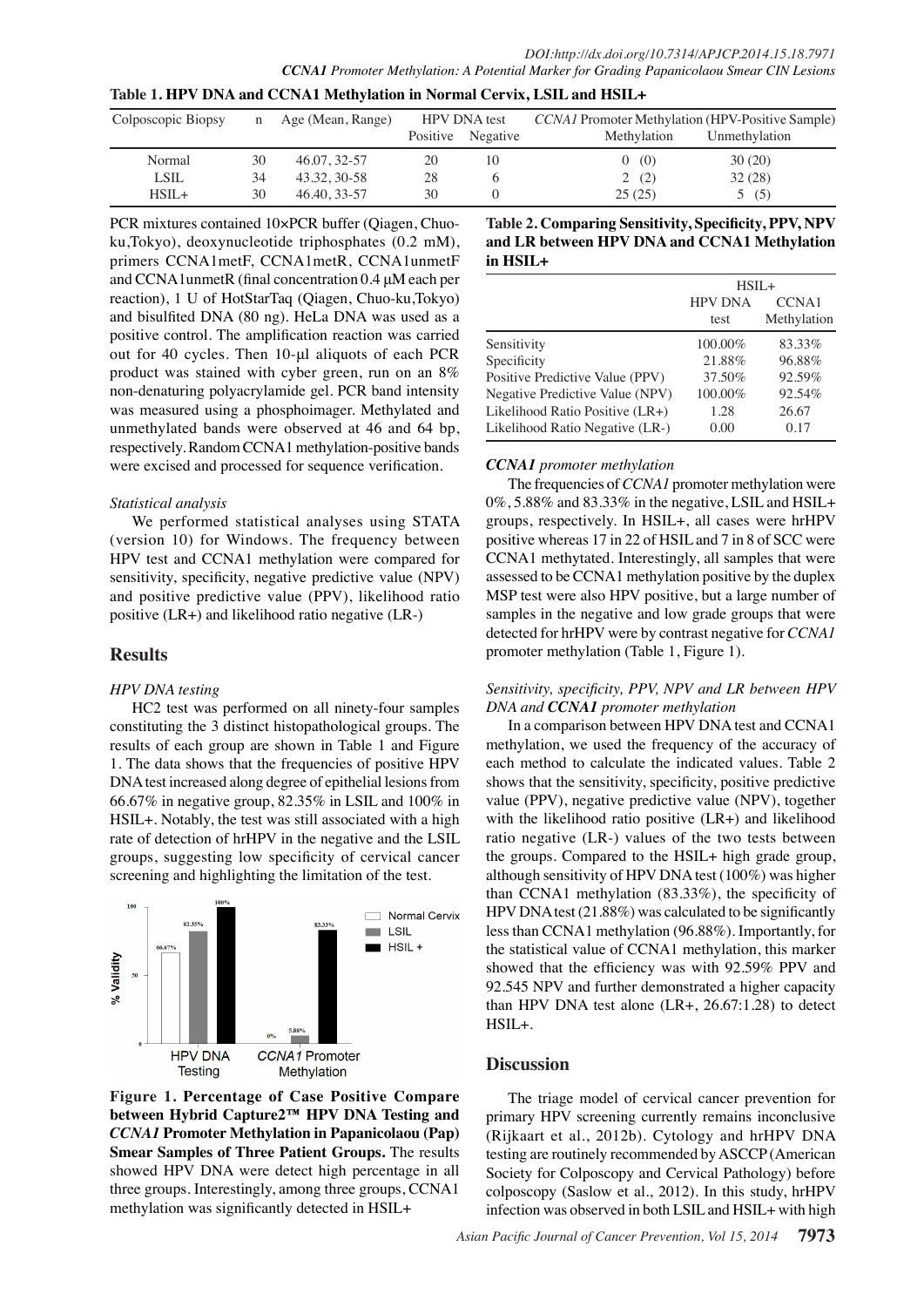**Table 1. HPV DNA and CCNA1 Methylation in Normal Cervix, LSIL and HSIL+**

| Colposcopic Biopsy | n | Age (Mean, Range) | HPV DNA test | | *CCNA1* Promoter Methylation (HPV-Positive Sample) | |
|---|---|---|---|---|---|---|
| | | | Positive | Negative | Methylation | Unmethylation |
| Normal | 30 | 46.07, 32-57 | 20 | 10 | 0 (0) | 30 (20) |
| LSIL | 34 | 43.32, 30-58 | 28 | 6 | 2 (2) | 32 (28) |
| HSIL+ | 30 | 46.40, 33-57 | 30 | 0 | 25 (25) | 5 (5) |

PCR mixtures contained 10×PCR buffer (Qiagen, Chuo-ku,Tokyo), deoxynucleotide triphosphates (0.2 mM), primers CCNA1metF, CCNA1metR, CCNA1unmetF and CCNA1unmetR (final concentration 0.4 μM each per reaction), 1 U of HotStarTaq (Qiagen, Chuo-ku,Tokyo) and bisulfited DNA (80 ng). HeLa DNA was used as a positive control. The amplification reaction was carried out for 40 cycles. Then 10-μl aliquots of each PCR product was stained with cyber green, run on an 8% non-denaturing polyacrylamide gel. PCR band intensity was measured using a phosphoimager. Methylated and unmethylated bands were observed at 46 and 64 bp, respectively. Random CCNA1 methylation-positive bands were excised and processed for sequence verification.

*Statistical analysis*

We performed statistical analyses using STATA (version 10) for Windows. The frequency between HPV test and CCNA1 methylation were compared for sensitivity, specificity, negative predictive value (NPV) and positive predictive value (PPV), likelihood ratio positive (LR+) and likelihood ratio negative (LR-)

## Results

*HPV DNA testing*

HC2 test was performed on all ninety-four samples constituting the 3 distinct histopathological groups. The results of each group are shown in Table 1 and Figure 1. The data shows that the frequencies of positive HPV DNA test increased along degree of epithelial lesions from 66.67% in negative group, 82.35% in LSIL and 100% in HSIL+. Notably, the test was still associated with a high rate of detection of hrHPV in the negative and the LSIL groups, suggesting low specificity of cervical cancer screening and highlighting the limitation of the test.

**Figure 1. Percentage of Case Positive Compare between Hybrid Capture2™ HPV DNA Testing and *CCNA1* Promoter Methylation in Papanicolaou (Pap) Smear Samples of Three Patient Groups.** The results showed HPV DNA were detect high percentage in all three groups. Interestingly, among three groups, CCNA1 methylation was significantly detected in HSIL+

**Table 2. Comparing Sensitivity, Specificity, PPV, NPV and LR between HPV DNA and CCNA1 Methylation in HSIL+**

| | HSIL+ | |
|---|---|---|
| | HPV DNA test | CCNA1 Methylation |
| Sensitivity | 100.00% | 83.33% |
| Specificity | 21.88% | 96.88% |
| Positive Predictive Value (PPV) | 37.50% | 92.59% |
| Negative Predictive Value (NPV) | 100.00% | 92.54% |
| Likelihood Ratio Positive (LR+) | 1.28 | 26.67 |
| Likelihood Ratio Negative (LR-) | 0.00 | 0.17 |

***CCNA1* *promoter methylation***

The frequencies of *CCNA1* promoter methylation were 0%, 5.88% and 83.33% in the negative, LSIL and HSIL+ groups, respectively. In HSIL+, all cases were hrHPV positive whereas 17 in 22 of HSIL and 7 in 8 of SCC were CCNA1 methytated. Interestingly, all samples that were assessed to be CCNA1 methylation positive by the duplex MSP test were also HPV positive, but a large number of samples in the negative and low grade groups that were detected for hrHPV were by contrast negative for *CCNA1* promoter methylation (Table 1, Figure 1).

*Sensitivity, specificity, PPV, NPV and LR between HPV DNA and* ***CCNA1*** *promoter methylation*

In a comparison between HPV DNA test and CCNA1 methylation, we used the frequency of the accuracy of each method to calculate the indicated values. Table 2 shows that the sensitivity, specificity, positive predictive value (PPV), negative predictive value (NPV), together with the likelihood ratio positive (LR+) and likelihood ratio negative (LR-) values of the two tests between the groups. Compared to the HSIL+ high grade group, although sensitivity of HPV DNA test (100%) was higher than CCNA1 methylation (83.33%), the specificity of HPV DNA test (21.88%) was calculated to be significantly less than CCNA1 methylation (96.88%). Importantly, for the statistical value of CCNA1 methylation, this marker showed that the efficiency was with 92.59% PPV and 92.545 NPV and further demonstrated a higher capacity than HPV DNA test alone (LR+, 26.67:1.28) to detect HSIL+.

## Discussion

The triage model of cervical cancer prevention for primary HPV screening currently remains inconclusive (Rijkaart et al., 2012b). Cytology and hrHPV DNA testing are routinely recommended by ASCCP (American Society for Colposcopy and Cervical Pathology) before colposcopy (Saslow et al., 2012). In this study, hrHPV infection was observed in both LSIL and HSIL+ with high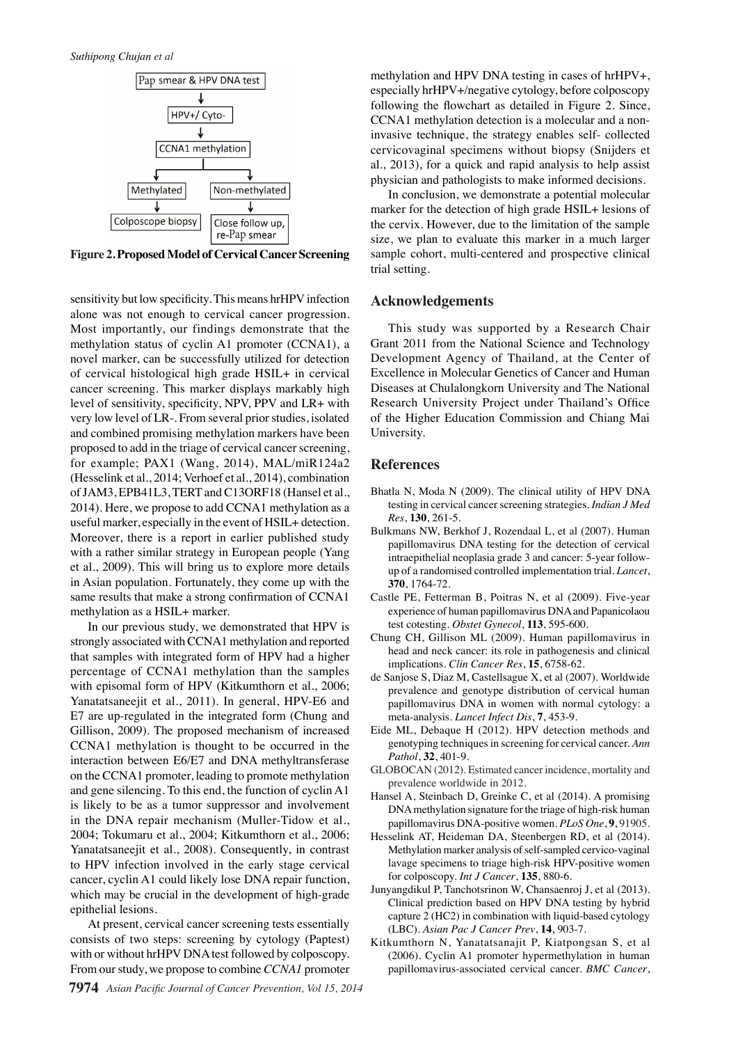Pap smear & HPV DNA test

↓

HPV+/ Cyto-

↓

CCNA1 methylation

Methylated → Colposcope biopsy

Non-methylated → Close follow up, re-Pap smear

**Figure 2. Proposed Model of Cervical Cancer Screening**

sensitivity but low specificity. This means hrHPV infection alone was not enough to cervical cancer progression. Most importantly, our findings demonstrate that the methylation status of cyclin A1 promoter (CCNA1), a novel marker, can be successfully utilized for detection of cervical histological high grade HSIL+ in cervical cancer screening. This marker displays markably high level of sensitivity, specificity, NPV, PPV and LR+ with very low level of LR-. From several prior studies, isolated and combined promising methylation markers have been proposed to add in the triage of cervical cancer screening, for example; PAX1 (Wang, 2014), MAL/miR124a2 (Hesselink et al., 2014; Verhoef et al., 2014), combination of JAM3, EPB41L3, TERT and C13ORF18 (Hansel et al., 2014). Here, we propose to add CCNA1 methylation as a useful marker, especially in the event of HSIL+ detection. Moreover, there is a report in earlier published study with a rather similar strategy in European people (Yang et al., 2009). This will bring us to explore more details in Asian population. Fortunately, they come up with the same results that make a strong confirmation of CCNA1 methylation as a HSIL+ marker.

In our previous study, we demonstrated that HPV is strongly associated with CCNA1 methylation and reported that samples with integrated form of HPV had a higher percentage of CCNA1 methylation than the samples with episomal form of HPV (Kitkumthorn et al., 2006; Yanatatsaneejit et al., 2011). In general, HPV-E6 and E7 are up-regulated in the integrated form (Chung and Gillison, 2009). The proposed mechanism of increased CCNA1 methylation is thought to be occurred in the interaction between E6/E7 and DNA methyltransferase on the CCNA1 promoter, leading to promote methylation and gene silencing. To this end, the function of cyclin A1 is likely to be as a tumor suppressor and involvement in the DNA repair mechanism (Muller-Tidow et al., 2004; Tokumaru et al., 2004; Kitkumthorn et al., 2006; Yanatatsaneejit et al., 2008). Consequently, in contrast to HPV infection involved in the early stage cervical cancer, cyclin A1 could likely lose DNA repair function, which may be crucial in the development of high-grade epithelial lesions.

At present, cervical cancer screening tests essentially consists of two steps: screening by cytology (Paptest) with or without hrHPV DNA test followed by colposcopy. From our study, we propose to combine *CCNA1* promoter methylation and HPV DNA testing in cases of hrHPV+, especially hrHPV+/negative cytology, before colposcopy following the flowchart as detailed in Figure 2. Since, CCNA1 methylation detection is a molecular and a non-invasive technique, the strategy enables self- collected cervicovaginal specimens without biopsy (Snijders et al., 2013), for a quick and rapid analysis to help assist physician and pathologists to make informed decisions.

In conclusion, we demonstrate a potential molecular marker for the detection of high grade HSIL+ lesions of the cervix. However, due to the limitation of the sample size, we plan to evaluate this marker in a much larger sample cohort, multi-centered and prospective clinical trial setting.

## Acknowledgements

This study was supported by a Research Chair Grant 2011 from the National Science and Technology Development Agency of Thailand, at the Center of Excellence in Molecular Genetics of Cancer and Human Diseases at Chulalongkorn University and The National Research University Project under Thailand's Office of the Higher Education Commission and Chiang Mai University.

## References

Bhatla N, Moda N (2009). The clinical utility of HPV DNA testing in cervical cancer screening strategies. *Indian J Med Res*, **130**, 261-5.

Bulkmans NW, Berkhof J, Rozendaal L, et al (2007). Human papillomavirus DNA testing for the detection of cervical intraepithelial neoplasia grade 3 and cancer: 5-year follow-up of a randomised controlled implementation trial. *Lancet*, **370**, 1764-72.

Castle PE, Fetterman B, Poitras N, et al (2009). Five-year experience of human papillomavirus DNA and Papanicolaou test cotesting. *Obstet Gynecol*, **113**, 595-600.

Chung CH, Gillison ML (2009). Human papillomavirus in head and neck cancer: its role in pathogenesis and clinical implications. *Clin Cancer Res*, **15**, 6758-62.

de Sanjose S, Diaz M, Castellsague X, et al (2007). Worldwide prevalence and genotype distribution of cervical human papillomavirus DNA in women with normal cytology: a meta-analysis. *Lancet Infect Dis*, **7**, 453-9.

Eide ML, Debaque H (2012). HPV detection methods and genotyping techniques in screening for cervical cancer. *Ann Pathol*, **32**, 401-9.

GLOBOCAN (2012). Estimated cancer incidence, mortality and prevalence worldwide in 2012.

Hansel A, Steinbach D, Greinke C, et al (2014). A promising DNA methylation signature for the triage of high-risk human papillomavirus DNA-positive women. *PLoS One*, **9**, 91905.

Hesselink AT, Heideman DA, Steenbergen RD, et al (2014). Methylation marker analysis of self-sampled cervico-vaginal lavage specimens to triage high-risk HPV-positive women for colposcopy. *Int J Cancer*, **135**, 880-6.

Junyangdikul P, Tanchotsrinon W, Chansaenroj J, et al (2013). Clinical prediction based on HPV DNA testing by hybrid capture 2 (HC2) in combination with liquid-based cytology (LBC). *Asian Pac J Cancer Prev*, **14**, 903-7.

Kitkumthorn N, Yanatatsanajit P, Kiatpongsan S, et al (2006). Cyclin A1 promoter hypermethylation in human papillomavirus-associated cervical cancer. *BMC Cancer*,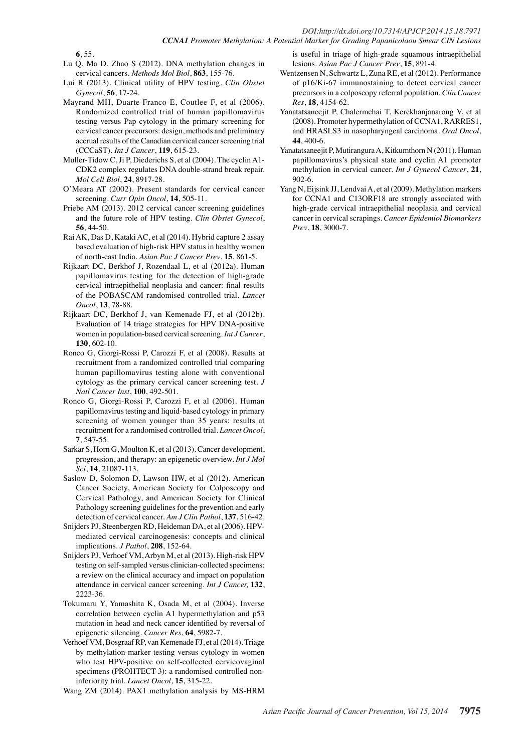6, 55.

Lu Q, Ma D, Zhao S (2012). DNA methylation changes in cervical cancers. *Methods Mol Biol*, **863**, 155-76.

Lui R (2013). Clinical utility of HPV testing. *Clin Obstet Gynecol*, **56**, 17-24.

Mayrand MH, Duarte-Franco E, Coutlee F, et al (2006). Randomized controlled trial of human papillomavirus testing versus Pap cytology in the primary screening for cervical cancer precursors: design, methods and preliminary accrual results of the Canadian cervical cancer screening trial (CCCaST). *Int J Cancer*, **119**, 615-23.

Muller-Tidow C, Ji P, Diederichs S, et al (2004). The cyclin A1-CDK2 complex regulates DNA double-strand break repair. *Mol Cell Biol*, **24**, 8917-28.

O'Meara AT (2002). Present standards for cervical cancer screening. *Curr Opin Oncol*, **14**, 505-11.

Priebe AM (2013). 2012 cervical cancer screening guidelines and the future role of HPV testing. *Clin Obstet Gynecol*, **56**, 44-50.

Rai AK, Das D, Kataki AC, et al (2014). Hybrid capture 2 assay based evaluation of high-risk HPV status in healthy women of north-east India. *Asian Pac J Cancer Prev*, **15**, 861-5.

Rijkaart DC, Berkhof J, Rozendaal L, et al (2012a). Human papillomavirus testing for the detection of high-grade cervical intraepithelial neoplasia and cancer: final results of the POBASCAM randomised controlled trial. *Lancet Oncol*, **13**, 78-88.

Rijkaart DC, Berkhof J, van Kemenade FJ, et al (2012b). Evaluation of 14 triage strategies for HPV DNA-positive women in population-based cervical screening. *Int J Cancer*, **130**, 602-10.

Ronco G, Giorgi-Rossi P, Carozzi F, et al (2008). Results at recruitment from a randomized controlled trial comparing human papillomavirus testing alone with conventional cytology as the primary cervical cancer screening test. *J Natl Cancer Inst*, **100**, 492-501.

Ronco G, Giorgi-Rossi P, Carozzi F, et al (2006). Human papillomavirus testing and liquid-based cytology in primary screening of women younger than 35 years: results at recruitment for a randomised controlled trial. *Lancet Oncol*, **7**, 547-55.

Sarkar S, Horn G, Moulton K, et al (2013). Cancer development, progression, and therapy: an epigenetic overview. *Int J Mol Sci*, **14**, 21087-113.

Saslow D, Solomon D, Lawson HW, et al (2012). American Cancer Society, American Society for Colposcopy and Cervical Pathology, and American Society for Clinical Pathology screening guidelines for the prevention and early detection of cervical cancer. *Am J Clin Pathol*, **137**, 516-42.

Snijders PJ, Steenbergen RD, Heideman DA, et al (2006). HPV-mediated cervical carcinogenesis: concepts and clinical implications. *J Pathol*, **208**, 152-64.

Snijders PJ, Verhoef VM, Arbyn M, et al (2013). High-risk HPV testing on self-sampled versus clinician-collected specimens: a review on the clinical accuracy and impact on population attendance in cervical cancer screening. *Int J Cancer,* **132**, 2223-36.

Tokumaru Y, Yamashita K, Osada M, et al (2004). Inverse correlation between cyclin A1 hypermethylation and p53 mutation in head and neck cancer identified by reversal of epigenetic silencing. *Cancer Res*, **64**, 5982-7.

Verhoef VM, Bosgraaf RP, van Kemenade FJ, et al (2014). Triage by methylation-marker testing versus cytology in women who test HPV-positive on self-collected cervicovaginal specimens (PROHTECT-3): a randomised controlled non-inferiority trial. *Lancet Oncol*, **15**, 315-22.

Wang ZM (2014). PAX1 methylation analysis by MS-HRM is useful in triage of high-grade squamous intraepithelial lesions. *Asian Pac J Cancer Prev*, **15**, 891-4.

Wentzensen N, Schwartz L, Zuna RE, et al (2012). Performance of p16/Ki-67 immunostaining to detect cervical cancer precursors in a colposcopy referral population. *Clin Cancer Res*, **18**, 4154-62.

Yanatatsaneejit P, Chalermchai T, Kerekhanjanarong V, et al (2008). Promoter hypermethylation of CCNA1, RARRES1, and HRASLS3 in nasopharyngeal carcinoma. *Oral Oncol*, **44**, 400-6.

Yanatatsaneejit P, Mutirangura A, Kitkumthorn N (2011). Human papillomavirus's physical state and cyclin A1 promoter methylation in cervical cancer. *Int J Gynecol Cancer*, **21**, 902-6.

Yang N, Eijsink JJ, Lendvai A, et al (2009). Methylation markers for CCNA1 and C13ORF18 are strongly associated with high-grade cervical intraepithelial neoplasia and cervical cancer in cervical scrapings. *Cancer Epidemiol Biomarkers Prev*, **18**, 3000-7.